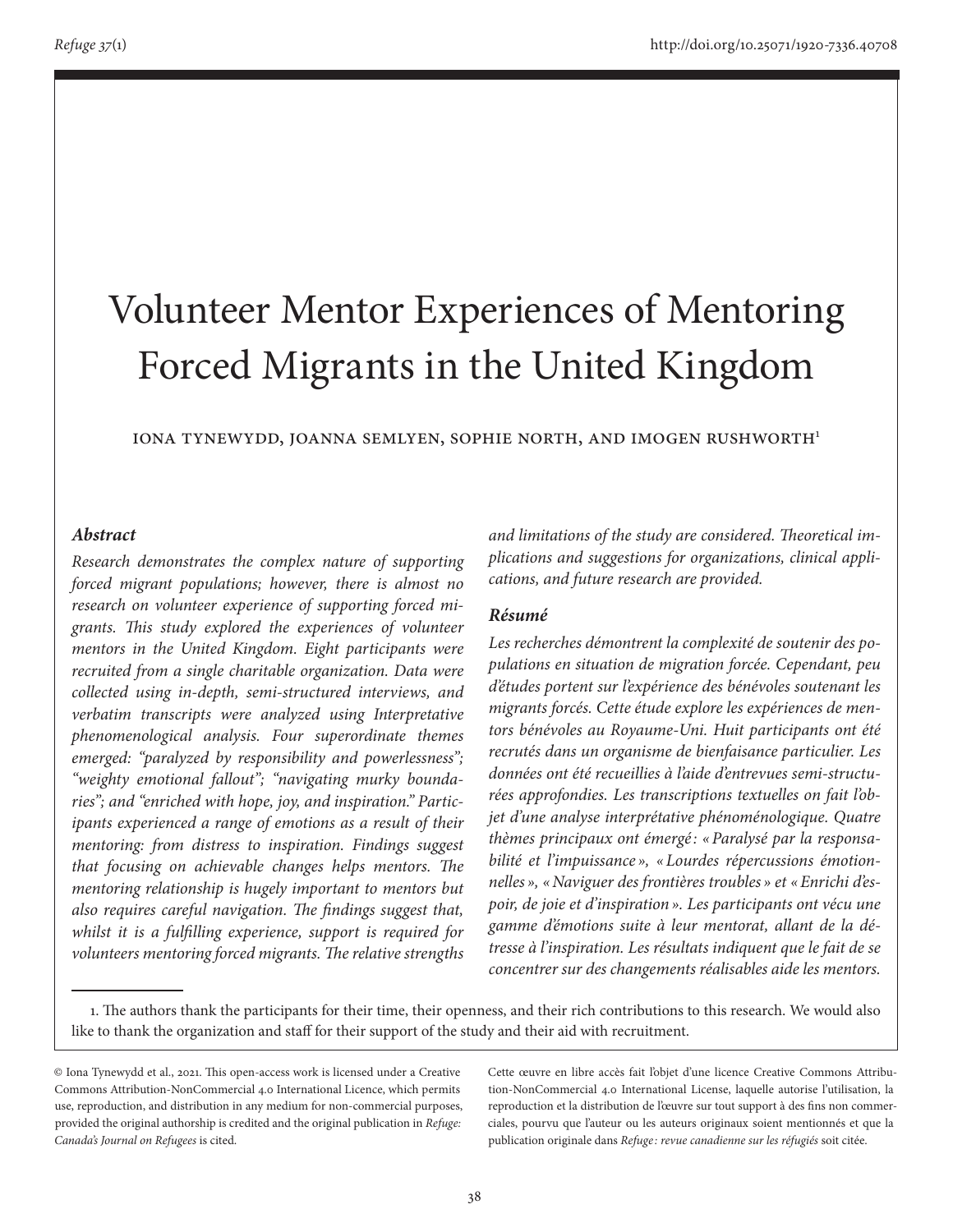# Volunteer Mentor Experiences of Mentoring Forced Migrants in the United Kingdom

Iona Tynewydd, Joanna Semlyen, Sophie North, and Imogen Rushworth[1]

### *Abstract*

*Research demonstrates the complex nature of supporting forced migrant populations; however, there is almost no research on volunteer experience of supporting forced migrants. This study explored the experiences of volunteer mentors in the United Kingdom. Eight participants were recruited from a single charitable organization. Data were collected using in-depth, semi-structured interviews, and verbatim transcripts were analyzed using Interpretative phenomenological analysis. Four superordinate themes emerged: "paralyzed by responsibility and powerlessness"; "weighty emotional fallout"; "navigating murky boundaries"; and "enriched with hope, joy, and inspiration." Participants experienced a range of emotions as a result of their mentoring: from distress to inspiration. Findings suggest that focusing on achievable changes helps mentors. The mentoring relationship is hugely important to mentors but also requires careful navigation. The findings suggest that, whilst it is a fulfilling experience, support is required for volunteers mentoring forced migrants. The relative strengths and limitations of the study are considered. Theoretical implications and suggestions for organizations, clinical applications, and future research are provided.*

### *Résumé*

*Les recherches démontrent la complexité de soutenir des populations en situation de migration forcée. Cependant, peu d'études portent sur l'expérience des bénévoles soutenant les migrants forcés. Cette étude explore les expériences de mentors bénévoles au Royaume-Uni. Huit participants ont été recrutés dans un organisme de bienfaisance particulier. Les données ont été recueillies à l'aide d'entrevues semi-structurées approfondies. Les transcriptions textuelles on fait l'objet d'une analyse interprétative phénoménologique. Quatre thèmes principaux ont émergé : « Paralysé par la responsabilité et l'impuissance », « Lourdes répercussions émotionnelles », « Naviguer des frontières troubles » et « Enrichi d'espoir, de joie et d'inspiration ». Les participants ont vécu une gamme d'émotions suite à leur mentorat, allant de la détresse à l'inspiration. Les résultats indiquent que le fait de se concentrer sur des changements réalisables aide les mentors.*

---

1. The authors thank the participants for their time, their openness, and their rich contributions to this research. We would also like to thank the organization and staff for their support of the study and their aid with recruitment.

© Iona Tynewydd et al., 2021. This open-access work is licensed under a Creative Commons Attribution-NonCommercial 4.0 International Licence, which permits use, reproduction, and distribution in any medium for non-commercial purposes, provided the original authorship is credited and the original publication in *Refuge: Canada's Journal on Refugees* is cited.

Cette œuvre en libre accès fait l'objet d'une licence Creative Commons Attribution-NonCommercial 4.0 International License, laquelle autorise l'utilisation, la reproduction et la distribution de l'œuvre sur tout support à des fins non commerciales, pourvu que l'auteur ou les auteurs originaux soient mentionnés et que la publication originale dans *Refuge : revue canadienne sur les réfugiés* soit citée.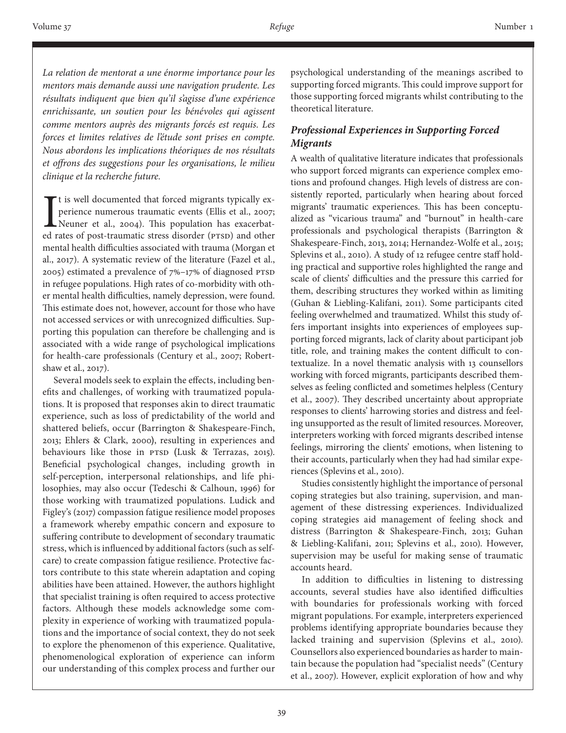*La relation de mentorat a une énorme importance pour les mentors mais demande aussi une navigation prudente. Les résultats indiquent que bien qu'il s'agisse d'une expérience enrichissante, un soutien pour les bénévoles qui agissent comme mentors auprès des migrants forcés est requis. Les forces et limites relatives de l'étude sont prises en compte. Nous abordons les implications théoriques de nos résultats et offrons des suggestions pour les organisations, le milieu clinique et la recherche future.*

It is well documented that forced migrants typically experience numerous traumatic events (Ellis et al., 2007; Neuner et al., 2004). This population has exacerbated rates of post-traumatic stress disorder (PTSD) and other mental health difficulties associated with trauma (Morgan et al., 2017). A systematic review of the literature (Fazel et al., 2005) estimated a prevalence of 7%–17% of diagnosed PTSD in refugee populations. High rates of co-morbidity with other mental health difficulties, namely depression, were found. This estimate does not, however, account for those who have not accessed services or with unrecognized difficulties. Supporting this population can therefore be challenging and is associated with a wide range of psychological implications for health-care professionals (Century et al., 2007; Robertshaw et al., 2017).

Several models seek to explain the effects, including benefits and challenges, of working with traumatized populations. It is proposed that responses akin to direct traumatic experience, such as loss of predictability of the world and shattered beliefs, occur (Barrington & Shakespeare-Finch, 2013; Ehlers & Clark, 2000), resulting in experiences and behaviours like those in PTSD (Lusk & Terrazas, 2015). Beneficial psychological changes, including growth in self-perception, interpersonal relationships, and life philosophies, may also occur (Tedeschi & Calhoun, 1996) for those working with traumatized populations. Ludick and Figley's (2017) compassion fatigue resilience model proposes a framework whereby empathic concern and exposure to suffering contribute to development of secondary traumatic stress, which is influenced by additional factors (such as self-care) to create compassion fatigue resilience. Protective factors contribute to this state wherein adaptation and coping abilities have been attained. However, the authors highlight that specialist training is often required to access protective factors. Although these models acknowledge some complexity in experience of working with traumatized populations and the importance of social context, they do not seek to explore the phenomenon of this experience. Qualitative, phenomenological exploration of experience can inform our understanding of this complex process and further our psychological understanding of the meanings ascribed to supporting forced migrants. This could improve support for those supporting forced migrants whilst contributing to the theoretical literature.

### *Professional Experiences in Supporting Forced Migrants*

A wealth of qualitative literature indicates that professionals who support forced migrants can experience complex emotions and profound changes. High levels of distress are consistently reported, particularly when hearing about forced migrants' traumatic experiences. This has been conceptualized as "vicarious trauma" and "burnout" in health-care professionals and psychological therapists (Barrington & Shakespeare-Finch, 2013, 2014; Hernandez-Wolfe et al., 2015; Splevins et al., 2010). A study of 12 refugee centre staff holding practical and supportive roles highlighted the range and scale of clients' difficulties and the pressure this carried for them, describing structures they worked within as limiting (Guhan & Liebling-Kalifani, 2011). Some participants cited feeling overwhelmed and traumatized. Whilst this study offers important insights into experiences of employees supporting forced migrants, lack of clarity about participant job title, role, and training makes the content difficult to contextualize. In a novel thematic analysis with 13 counsellors working with forced migrants, participants described themselves as feeling conflicted and sometimes helpless (Century et al., 2007). They described uncertainty about appropriate responses to clients' harrowing stories and distress and feeling unsupported as the result of limited resources. Moreover, interpreters working with forced migrants described intense feelings, mirroring the clients' emotions, when listening to their accounts, particularly when they had had similar experiences (Splevins et al., 2010).

Studies consistently highlight the importance of personal coping strategies but also training, supervision, and management of these distressing experiences. Individualized coping strategies aid management of feeling shock and distress (Barrington & Shakespeare-Finch, 2013; Guhan & Liebling-Kalifani, 2011; Splevins et al., 2010). However, supervision may be useful for making sense of traumatic accounts heard.

In addition to difficulties in listening to distressing accounts, several studies have also identified difficulties with boundaries for professionals working with forced migrant populations. For example, interpreters experienced problems identifying appropriate boundaries because they lacked training and supervision (Splevins et al., 2010). Counsellors also experienced boundaries as harder to maintain because the population had "specialist needs" (Century et al., 2007). However, explicit exploration of how and why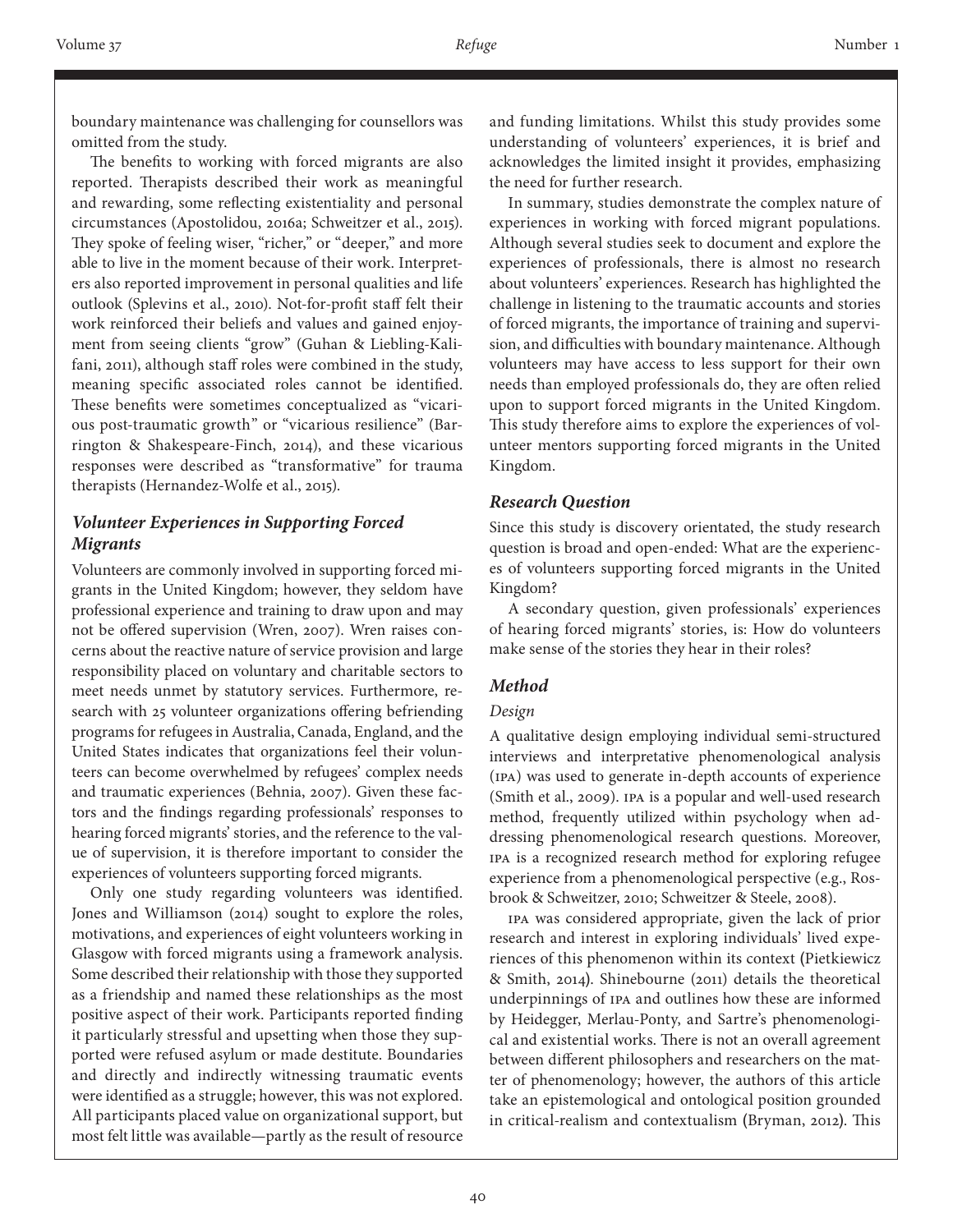boundary maintenance was challenging for counsellors was omitted from the study.

The benefits to working with forced migrants are also reported. Therapists described their work as meaningful and rewarding, some reflecting existentiality and personal circumstances (Apostolidou, 2016a; Schweitzer et al., 2015). They spoke of feeling wiser, "richer," or "deeper," and more able to live in the moment because of their work. Interpreters also reported improvement in personal qualities and life outlook (Splevins et al., 2010). Not-for-profit staff felt their work reinforced their beliefs and values and gained enjoyment from seeing clients "grow" (Guhan & Liebling-Kalifani, 2011), although staff roles were combined in the study, meaning specific associated roles cannot be identified. These benefits were sometimes conceptualized as "vicarious post-traumatic growth" or "vicarious resilience" (Barrington & Shakespeare-Finch, 2014), and these vicarious responses were described as "transformative" for trauma therapists (Hernandez-Wolfe et al., 2015).

### *Volunteer Experiences in Supporting Forced Migrants*

Volunteers are commonly involved in supporting forced migrants in the United Kingdom; however, they seldom have professional experience and training to draw upon and may not be offered supervision (Wren, 2007). Wren raises concerns about the reactive nature of service provision and large responsibility placed on voluntary and charitable sectors to meet needs unmet by statutory services. Furthermore, research with 25 volunteer organizations offering befriending programs for refugees in Australia, Canada, England, and the United States indicates that organizations feel their volunteers can become overwhelmed by refugees' complex needs and traumatic experiences (Behnia, 2007). Given these factors and the findings regarding professionals' responses to hearing forced migrants' stories, and the reference to the value of supervision, it is therefore important to consider the experiences of volunteers supporting forced migrants.

Only one study regarding volunteers was identified. Jones and Williamson (2014) sought to explore the roles, motivations, and experiences of eight volunteers working in Glasgow with forced migrants using a framework analysis. Some described their relationship with those they supported as a friendship and named these relationships as the most positive aspect of their work. Participants reported finding it particularly stressful and upsetting when those they supported were refused asylum or made destitute. Boundaries and directly and indirectly witnessing traumatic events were identified as a struggle; however, this was not explored. All participants placed value on organizational support, but most felt little was available—partly as the result of resource and funding limitations. Whilst this study provides some understanding of volunteers' experiences, it is brief and acknowledges the limited insight it provides, emphasizing the need for further research.

In summary, studies demonstrate the complex nature of experiences in working with forced migrant populations. Although several studies seek to document and explore the experiences of professionals, there is almost no research about volunteers' experiences. Research has highlighted the challenge in listening to the traumatic accounts and stories of forced migrants, the importance of training and supervision, and difficulties with boundary maintenance. Although volunteers may have access to less support for their own needs than employed professionals do, they are often relied upon to support forced migrants in the United Kingdom. This study therefore aims to explore the experiences of volunteer mentors supporting forced migrants in the United Kingdom.

### *Research Question*

Since this study is discovery orientated, the study research question is broad and open-ended: What are the experiences of volunteers supporting forced migrants in the United Kingdom?

A secondary question, given professionals' experiences of hearing forced migrants' stories, is: How do volunteers make sense of the stories they hear in their roles?

### *Method*

#### *Design*

A qualitative design employing individual semi-structured interviews and interpretative phenomenological analysis (IPA) was used to generate in-depth accounts of experience (Smith et al., 2009). IPA is a popular and well-used research method, frequently utilized within psychology when addressing phenomenological research questions. Moreover, IPA is a recognized research method for exploring refugee experience from a phenomenological perspective (e.g., Rosbrook & Schweitzer, 2010; Schweitzer & Steele, 2008).

IPA was considered appropriate, given the lack of prior research and interest in exploring individuals' lived experiences of this phenomenon within its context (Pietkiewicz & Smith, 2014). Shinebourne (2011) details the theoretical underpinnings of IPA and outlines how these are informed by Heidegger, Merlau-Ponty, and Sartre's phenomenological and existential works. There is not an overall agreement between different philosophers and researchers on the matter of phenomenology; however, the authors of this article take an epistemological and ontological position grounded in critical-realism and contextualism (Bryman, 2012). This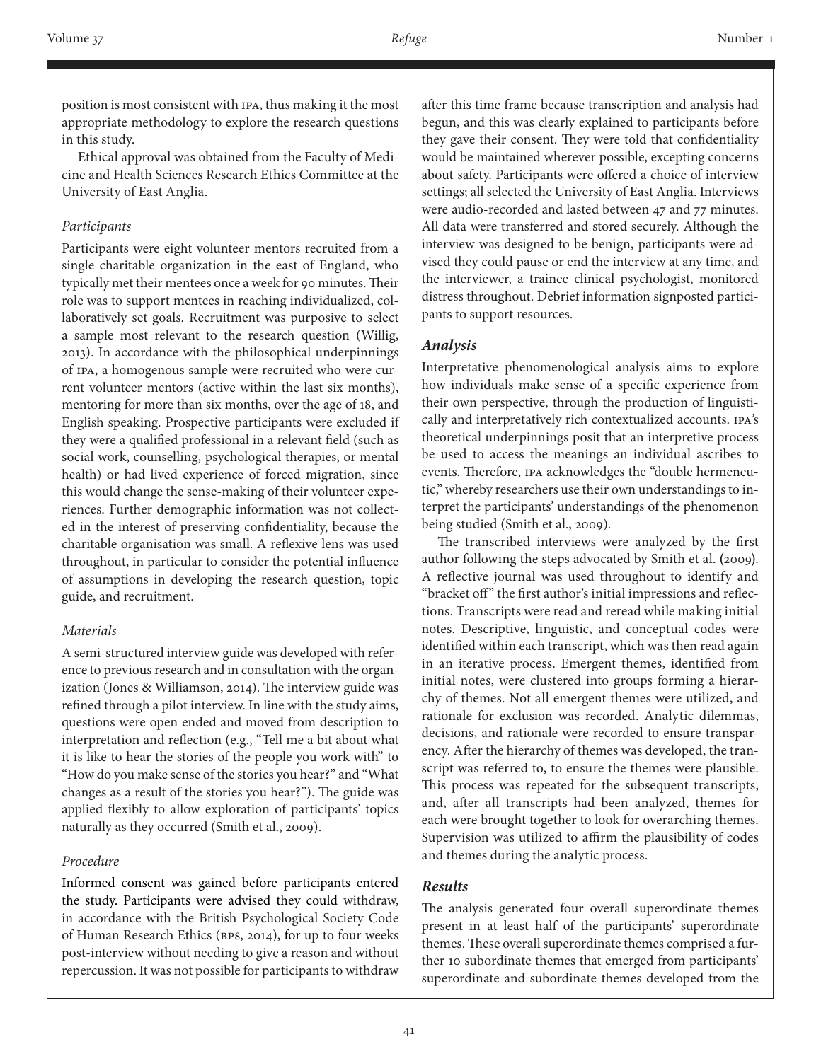position is most consistent with IPA, thus making it the most appropriate methodology to explore the research questions in this study.

Ethical approval was obtained from the Faculty of Medicine and Health Sciences Research Ethics Committee at the University of East Anglia.

### *Participants*

Participants were eight volunteer mentors recruited from a single charitable organization in the east of England, who typically met their mentees once a week for 90 minutes. Their role was to support mentees in reaching individualized, collaboratively set goals. Recruitment was purposive to select a sample most relevant to the research question (Willig, 2013). In accordance with the philosophical underpinnings of IPA, a homogenous sample were recruited who were current volunteer mentors (active within the last six months), mentoring for more than six months, over the age of 18, and English speaking. Prospective participants were excluded if they were a qualified professional in a relevant field (such as social work, counselling, psychological therapies, or mental health) or had lived experience of forced migration, since this would change the sense-making of their volunteer experiences. Further demographic information was not collected in the interest of preserving confidentiality, because the charitable organisation was small. A reflexive lens was used throughout, in particular to consider the potential influence of assumptions in developing the research question, topic guide, and recruitment.

### *Materials*

A semi-structured interview guide was developed with reference to previous research and in consultation with the organization (Jones & Williamson, 2014). The interview guide was refined through a pilot interview. In line with the study aims, questions were open ended and moved from description to interpretation and reflection (e.g., "Tell me a bit about what it is like to hear the stories of the people you work with" to "How do you make sense of the stories you hear?" and "What changes as a result of the stories you hear?"). The guide was applied flexibly to allow exploration of participants' topics naturally as they occurred (Smith et al., 2009).

### *Procedure*

Informed consent was gained before participants entered the study. Participants were advised they could withdraw, in accordance with the British Psychological Society Code of Human Research Ethics (BPS, 2014), for up to four weeks post-interview without needing to give a reason and without repercussion. It was not possible for participants to withdraw after this time frame because transcription and analysis had begun, and this was clearly explained to participants before they gave their consent. They were told that confidentiality would be maintained wherever possible, excepting concerns about safety. Participants were offered a choice of interview settings; all selected the University of East Anglia. Interviews were audio-recorded and lasted between 47 and 77 minutes. All data were transferred and stored securely. Although the interview was designed to be benign, participants were advised they could pause or end the interview at any time, and the interviewer, a trainee clinical psychologist, monitored distress throughout. Debrief information signposted participants to support resources.

## *Analysis*

Interpretative phenomenological analysis aims to explore how individuals make sense of a specific experience from their own perspective, through the production of linguistically and interpretatively rich contextualized accounts. IPA's theoretical underpinnings posit that an interpretive process be used to access the meanings an individual ascribes to events. Therefore, IPA acknowledges the "double hermeneutic," whereby researchers use their own understandings to interpret the participants' understandings of the phenomenon being studied (Smith et al., 2009).

The transcribed interviews were analyzed by the first author following the steps advocated by Smith et al. (2009). A reflective journal was used throughout to identify and "bracket off" the first author's initial impressions and reflections. Transcripts were read and reread while making initial notes. Descriptive, linguistic, and conceptual codes were identified within each transcript, which was then read again in an iterative process. Emergent themes, identified from initial notes, were clustered into groups forming a hierarchy of themes. Not all emergent themes were utilized, and rationale for exclusion was recorded. Analytic dilemmas, decisions, and rationale were recorded to ensure transparency. After the hierarchy of themes was developed, the transcript was referred to, to ensure the themes were plausible. This process was repeated for the subsequent transcripts, and, after all transcripts had been analyzed, themes for each were brought together to look for overarching themes. Supervision was utilized to affirm the plausibility of codes and themes during the analytic process.

## *Results*

The analysis generated four overall superordinate themes present in at least half of the participants' superordinate themes. These overall superordinate themes comprised a further 10 subordinate themes that emerged from participants' superordinate and subordinate themes developed from the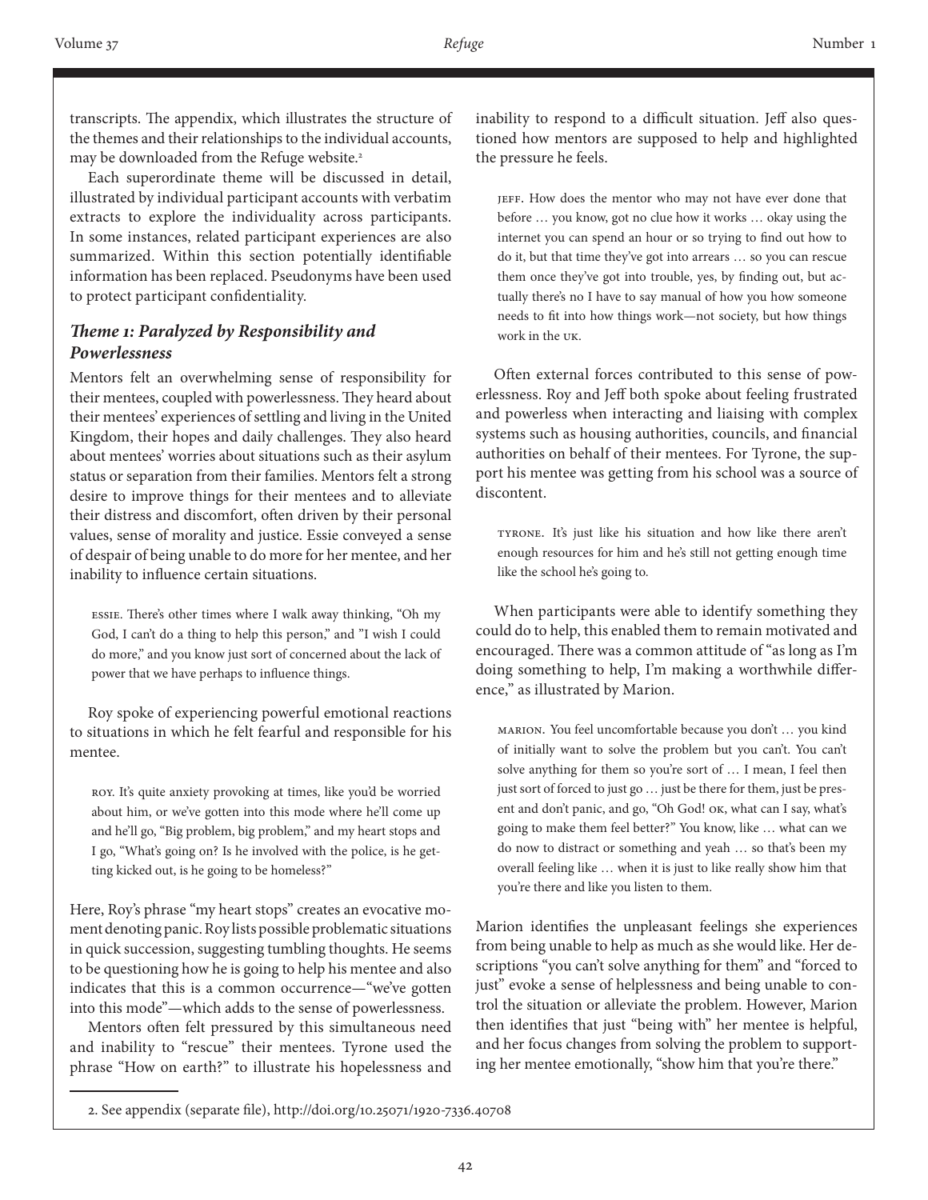transcripts. The appendix, which illustrates the structure of the themes and their relationships to the individual accounts, may be downloaded from the Refuge website.[2]

Each superordinate theme will be discussed in detail, illustrated by individual participant accounts with verbatim extracts to explore the individuality across participants. In some instances, related participant experiences are also summarized. Within this section potentially identifiable information has been replaced. Pseudonyms have been used to protect participant confidentiality.

### *Theme 1: Paralyzed by Responsibility and Powerlessness*

Mentors felt an overwhelming sense of responsibility for their mentees, coupled with powerlessness. They heard about their mentees' experiences of settling and living in the United Kingdom, their hopes and daily challenges. They also heard about mentees' worries about situations such as their asylum status or separation from their families. Mentors felt a strong desire to improve things for their mentees and to alleviate their distress and discomfort, often driven by their personal values, sense of morality and justice. Essie conveyed a sense of despair of being unable to do more for her mentee, and her inability to influence certain situations.

> ESSIE. There's other times where I walk away thinking, "Oh my God, I can't do a thing to help this person," and "I wish I could do more," and you know just sort of concerned about the lack of power that we have perhaps to influence things.

Roy spoke of experiencing powerful emotional reactions to situations in which he felt fearful and responsible for his mentee.

> ROY. It's quite anxiety provoking at times, like you'd be worried about him, or we've gotten into this mode where he'll come up and he'll go, "Big problem, big problem," and my heart stops and I go, "What's going on? Is he involved with the police, is he getting kicked out, is he going to be homeless?"

Here, Roy's phrase "my heart stops" creates an evocative moment denoting panic. Roy lists possible problematic situations in quick succession, suggesting tumbling thoughts. He seems to be questioning how he is going to help his mentee and also indicates that this is a common occurrence—"we've gotten into this mode"—which adds to the sense of powerlessness.

Mentors often felt pressured by this simultaneous need and inability to "rescue" their mentees. Tyrone used the phrase "How on earth?" to illustrate his hopelessness and inability to respond to a difficult situation. Jeff also questioned how mentors are supposed to help and highlighted the pressure he feels.

> JEFF. How does the mentor who may not have ever done that before … you know, got no clue how it works … okay using the internet you can spend an hour or so trying to find out how to do it, but that time they've got into arrears … so you can rescue them once they've got into trouble, yes, by finding out, but actually there's no I have to say manual of how you how someone needs to fit into how things work—not society, but how things work in the UK.

Often external forces contributed to this sense of powerlessness. Roy and Jeff both spoke about feeling frustrated and powerless when interacting and liaising with complex systems such as housing authorities, councils, and financial authorities on behalf of their mentees. For Tyrone, the support his mentee was getting from his school was a source of discontent.

> TYRONE. It's just like his situation and how like there aren't enough resources for him and he's still not getting enough time like the school he's going to.

When participants were able to identify something they could do to help, this enabled them to remain motivated and encouraged. There was a common attitude of "as long as I'm doing something to help, I'm making a worthwhile difference," as illustrated by Marion.

> MARION. You feel uncomfortable because you don't … you kind of initially want to solve the problem but you can't. You can't solve anything for them so you're sort of … I mean, I feel then just sort of forced to just go … just be there for them, just be present and don't panic, and go, "Oh God! OK, what can I say, what's going to make them feel better?" You know, like … what can we do now to distract or something and yeah … so that's been my overall feeling like … when it is just to like really show him that you're there and like you listen to them.

Marion identifies the unpleasant feelings she experiences from being unable to help as much as she would like. Her descriptions "you can't solve anything for them" and "forced to just" evoke a sense of helplessness and being unable to control the situation or alleviate the problem. However, Marion then identifies that just "being with" her mentee is helpful, and her focus changes from solving the problem to supporting her mentee emotionally, "show him that you're there."

2. See appendix (separate file), http://doi.org/10.25071/1920-7336.40708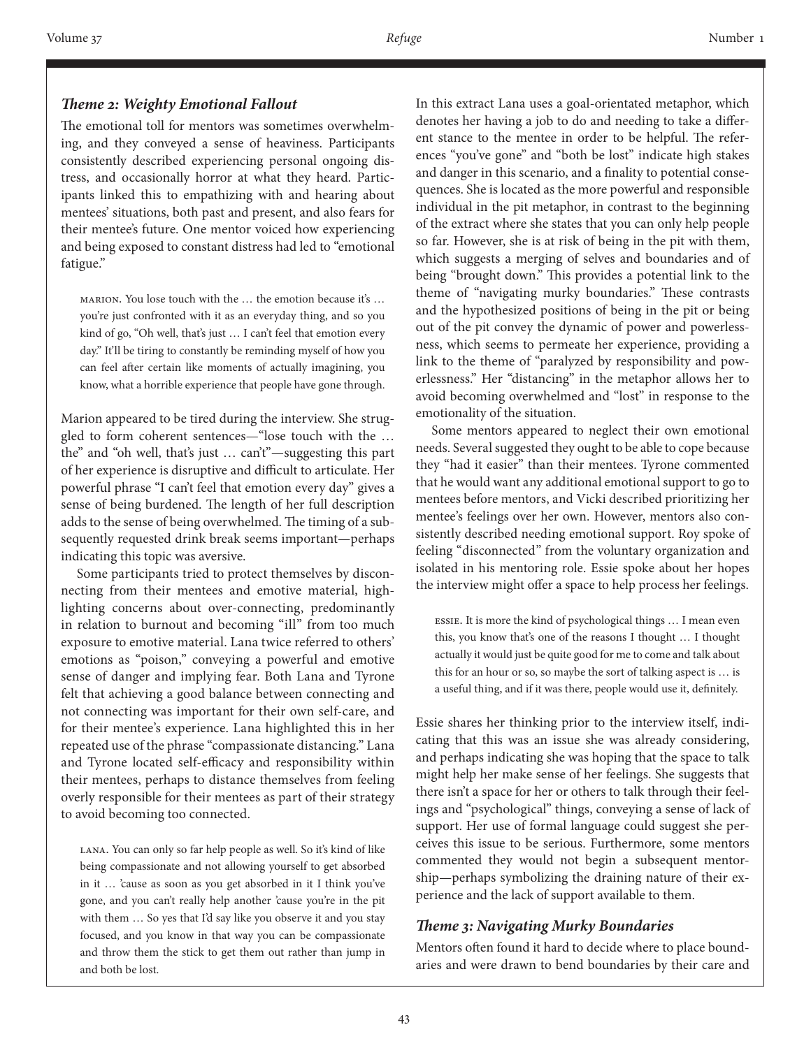### *Theme 2: Weighty Emotional Fallout*

The emotional toll for mentors was sometimes overwhelming, and they conveyed a sense of heaviness. Participants consistently described experiencing personal ongoing distress, and occasionally horror at what they heard. Participants linked this to empathizing with and hearing about mentees' situations, both past and present, and also fears for their mentee's future. One mentor voiced how experiencing and being exposed to constant distress had led to "emotional fatigue."

> MARION. You lose touch with the … the emotion because it's … you're just confronted with it as an everyday thing, and so you kind of go, "Oh well, that's just … I can't feel that emotion every day." It'll be tiring to constantly be reminding myself of how you can feel after certain like moments of actually imagining, you know, what a horrible experience that people have gone through.

Marion appeared to be tired during the interview. She struggled to form coherent sentences—"lose touch with the … the" and "oh well, that's just … can't"—suggesting this part of her experience is disruptive and difficult to articulate. Her powerful phrase "I can't feel that emotion every day" gives a sense of being burdened. The length of her full description adds to the sense of being overwhelmed. The timing of a subsequently requested drink break seems important—perhaps indicating this topic was aversive.

Some participants tried to protect themselves by disconnecting from their mentees and emotive material, highlighting concerns about over-connecting, predominantly in relation to burnout and becoming "ill" from too much exposure to emotive material. Lana twice referred to others' emotions as "poison," conveying a powerful and emotive sense of danger and implying fear. Both Lana and Tyrone felt that achieving a good balance between connecting and not connecting was important for their own self-care, and for their mentee's experience. Lana highlighted this in her repeated use of the phrase "compassionate distancing." Lana and Tyrone located self-efficacy and responsibility within their mentees, perhaps to distance themselves from feeling overly responsible for their mentees as part of their strategy to avoid becoming too connected.

> LANA. You can only so far help people as well. So it's kind of like being compassionate and not allowing yourself to get absorbed in it … 'cause as soon as you get absorbed in it I think you've gone, and you can't really help another 'cause you're in the pit with them … So yes that I'd say like you observe it and you stay focused, and you know in that way you can be compassionate and throw them the stick to get them out rather than jump in and both be lost.

In this extract Lana uses a goal-orientated metaphor, which denotes her having a job to do and needing to take a different stance to the mentee in order to be helpful. The references "you've gone" and "both be lost" indicate high stakes and danger in this scenario, and a finality to potential consequences. She is located as the more powerful and responsible individual in the pit metaphor, in contrast to the beginning of the extract where she states that you can only help people so far. However, she is at risk of being in the pit with them, which suggests a merging of selves and boundaries and of being "brought down." This provides a potential link to the theme of "navigating murky boundaries." These contrasts and the hypothesized positions of being in the pit or being out of the pit convey the dynamic of power and powerlessness, which seems to permeate her experience, providing a link to the theme of "paralyzed by responsibility and powerlessness." Her "distancing" in the metaphor allows her to avoid becoming overwhelmed and "lost" in response to the emotionality of the situation.

Some mentors appeared to neglect their own emotional needs. Several suggested they ought to be able to cope because they "had it easier" than their mentees. Tyrone commented that he would want any additional emotional support to go to mentees before mentors, and Vicki described prioritizing her mentee's feelings over her own. However, mentors also consistently described needing emotional support. Roy spoke of feeling "disconnected" from the voluntary organization and isolated in his mentoring role. Essie spoke about her hopes the interview might offer a space to help process her feelings.

> ESSIE. It is more the kind of psychological things … I mean even this, you know that's one of the reasons I thought … I thought actually it would just be quite good for me to come and talk about this for an hour or so, so maybe the sort of talking aspect is … is a useful thing, and if it was there, people would use it, definitely.

Essie shares her thinking prior to the interview itself, indicating that this was an issue she was already considering, and perhaps indicating she was hoping that the space to talk might help her make sense of her feelings. She suggests that there isn't a space for her or others to talk through their feelings and "psychological" things, conveying a sense of lack of support. Her use of formal language could suggest she perceives this issue to be serious. Furthermore, some mentors commented they would not begin a subsequent mentorship—perhaps symbolizing the draining nature of their experience and the lack of support available to them.

### *Theme 3: Navigating Murky Boundaries*

Mentors often found it hard to decide where to place boundaries and were drawn to bend boundaries by their care and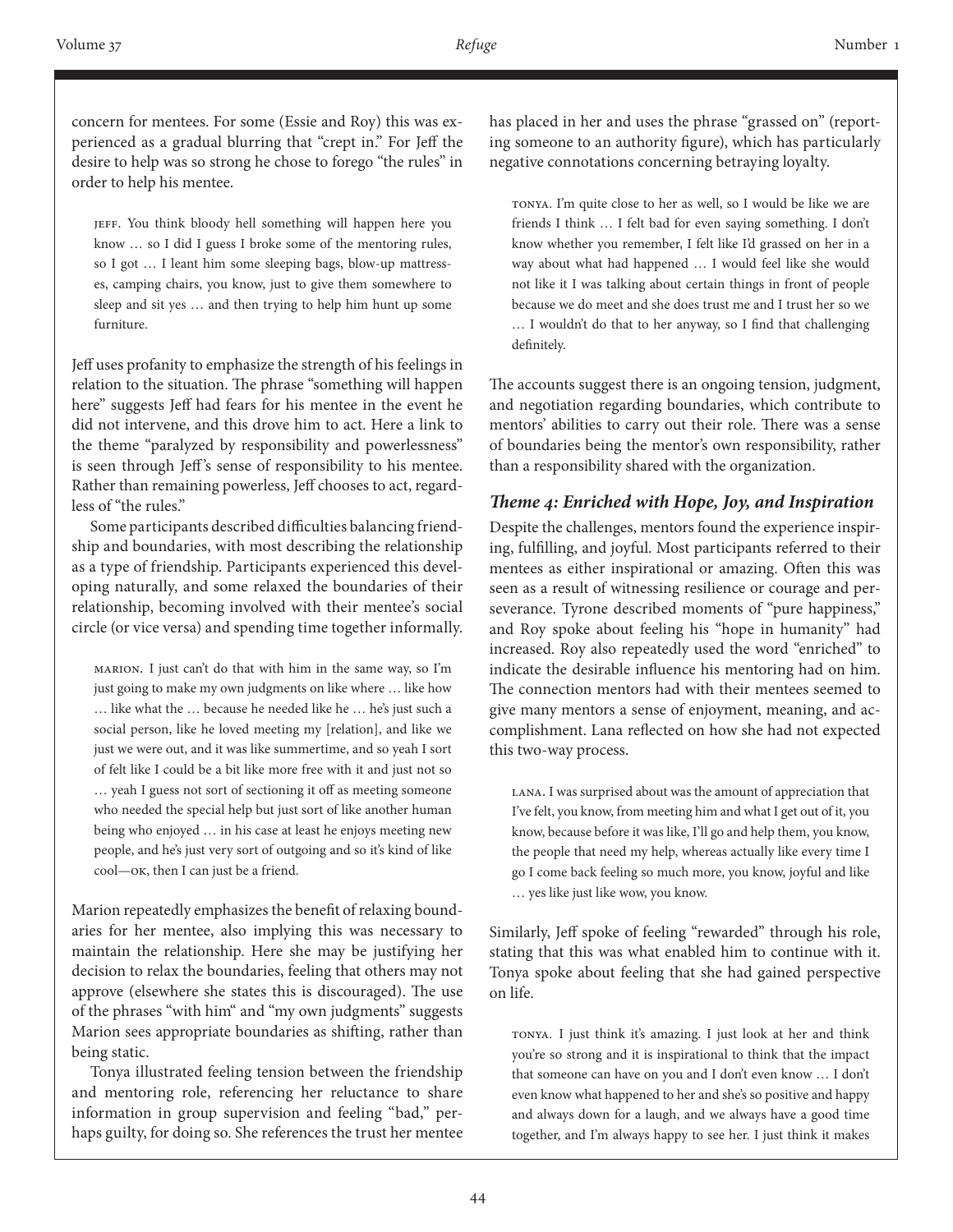concern for mentees. For some (Essie and Roy) this was experienced as a gradual blurring that "crept in." For Jeff the desire to help was so strong he chose to forego "the rules" in order to help his mentee.

> JEFF. You think bloody hell something will happen here you know … so I did I guess I broke some of the mentoring rules, so I got … I leant him some sleeping bags, blow-up mattresses, camping chairs, you know, just to give them somewhere to sleep and sit yes … and then trying to help him hunt up some furniture.

Jeff uses profanity to emphasize the strength of his feelings in relation to the situation. The phrase "something will happen here" suggests Jeff had fears for his mentee in the event he did not intervene, and this drove him to act. Here a link to the theme "paralyzed by responsibility and powerlessness" is seen through Jeff's sense of responsibility to his mentee. Rather than remaining powerless, Jeff chooses to act, regardless of "the rules."

Some participants described difficulties balancing friendship and boundaries, with most describing the relationship as a type of friendship. Participants experienced this developing naturally, and some relaxed the boundaries of their relationship, becoming involved with their mentee's social circle (or vice versa) and spending time together informally.

> MARION. I just can't do that with him in the same way, so I'm just going to make my own judgments on like where … like how … like what the … because he needed like he … he's just such a social person, like he loved meeting my [relation], and like we just we were out, and it was like summertime, and so yeah I sort of felt like I could be a bit like more free with it and just not so … yeah I guess not sort of sectioning it off as meeting someone who needed the special help but just sort of like another human being who enjoyed … in his case at least he enjoys meeting new people, and he's just very sort of outgoing and so it's kind of like cool—OK, then I can just be a friend.

Marion repeatedly emphasizes the benefit of relaxing boundaries for her mentee, also implying this was necessary to maintain the relationship. Here she may be justifying her decision to relax the boundaries, feeling that others may not approve (elsewhere she states this is discouraged). The use of the phrases "with him" and "my own judgments" suggests Marion sees appropriate boundaries as shifting, rather than being static.

Tonya illustrated feeling tension between the friendship and mentoring role, referencing her reluctance to share information in group supervision and feeling "bad," perhaps guilty, for doing so. She references the trust her mentee has placed in her and uses the phrase "grassed on" (reporting someone to an authority figure), which has particularly negative connotations concerning betraying loyalty.

> TONYA. I'm quite close to her as well, so I would be like we are friends I think … I felt bad for even saying something. I don't know whether you remember, I felt like I'd grassed on her in a way about what had happened … I would feel like she would not like it I was talking about certain things in front of people because we do meet and she does trust me and I trust her so we … I wouldn't do that to her anyway, so I find that challenging definitely.

The accounts suggest there is an ongoing tension, judgment, and negotiation regarding boundaries, which contribute to mentors' abilities to carry out their role. There was a sense of boundaries being the mentor's own responsibility, rather than a responsibility shared with the organization.

### *Theme 4: Enriched with Hope, Joy, and Inspiration*

Despite the challenges, mentors found the experience inspiring, fulfilling, and joyful. Most participants referred to their mentees as either inspirational or amazing. Often this was seen as a result of witnessing resilience or courage and perseverance. Tyrone described moments of "pure happiness," and Roy spoke about feeling his "hope in humanity" had increased. Roy also repeatedly used the word "enriched" to indicate the desirable influence his mentoring had on him. The connection mentors had with their mentees seemed to give many mentors a sense of enjoyment, meaning, and accomplishment. Lana reflected on how she had not expected this two-way process.

> LANA. I was surprised about was the amount of appreciation that I've felt, you know, from meeting him and what I get out of it, you know, because before it was like, I'll go and help them, you know, the people that need my help, whereas actually like every time I go I come back feeling so much more, you know, joyful and like … yes like just like wow, you know.

Similarly, Jeff spoke of feeling "rewarded" through his role, stating that this was what enabled him to continue with it. Tonya spoke about feeling that she had gained perspective on life.

> TONYA. I just think it's amazing. I just look at her and think you're so strong and it is inspirational to think that the impact that someone can have on you and I don't even know … I don't even know what happened to her and she's so positive and happy and always down for a laugh, and we always have a good time together, and I'm always happy to see her. I just think it makes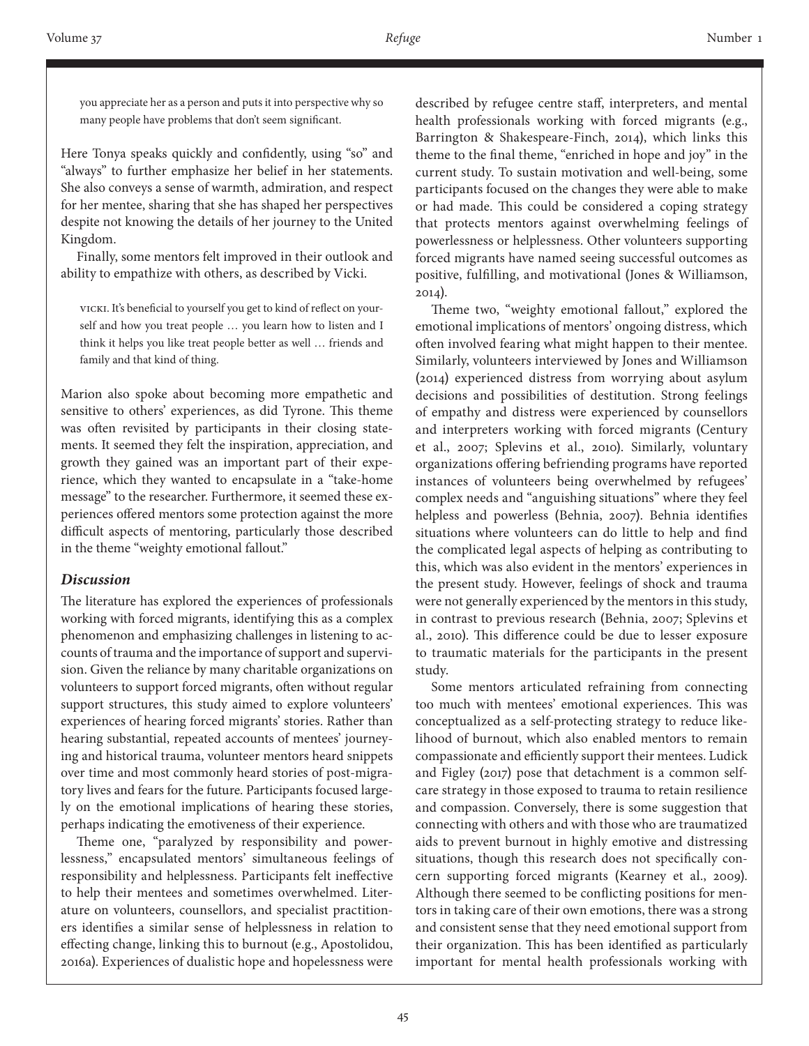> you appreciate her as a person and puts it into perspective why so many people have problems that don't seem significant.

Here Tonya speaks quickly and confidently, using "so" and "always" to further emphasize her belief in her statements. She also conveys a sense of warmth, admiration, and respect for her mentee, sharing that she has shaped her perspectives despite not knowing the details of her journey to the United Kingdom.

Finally, some mentors felt improved in their outlook and ability to empathize with others, as described by Vicki.

> VICKI. It's beneficial to yourself you get to kind of reflect on yourself and how you treat people … you learn how to listen and I think it helps you like treat people better as well … friends and family and that kind of thing.

Marion also spoke about becoming more empathetic and sensitive to others' experiences, as did Tyrone. This theme was often revisited by participants in their closing statements. It seemed they felt the inspiration, appreciation, and growth they gained was an important part of their experience, which they wanted to encapsulate in a "take-home message" to the researcher. Furthermore, it seemed these experiences offered mentors some protection against the more difficult aspects of mentoring, particularly those described in the theme "weighty emotional fallout."

## *Discussion*

The literature has explored the experiences of professionals working with forced migrants, identifying this as a complex phenomenon and emphasizing challenges in listening to accounts of trauma and the importance of support and supervision. Given the reliance by many charitable organizations on volunteers to support forced migrants, often without regular support structures, this study aimed to explore volunteers' experiences of hearing forced migrants' stories. Rather than hearing substantial, repeated accounts of mentees' journeying and historical trauma, volunteer mentors heard snippets over time and most commonly heard stories of post-migratory lives and fears for the future. Participants focused largely on the emotional implications of hearing these stories, perhaps indicating the emotiveness of their experience.

Theme one, "paralyzed by responsibility and powerlessness," encapsulated mentors' simultaneous feelings of responsibility and helplessness. Participants felt ineffective to help their mentees and sometimes overwhelmed. Literature on volunteers, counsellors, and specialist practitioners identifies a similar sense of helplessness in relation to effecting change, linking this to burnout (e.g., Apostolidou, 2016a). Experiences of dualistic hope and hopelessness were described by refugee centre staff, interpreters, and mental health professionals working with forced migrants (e.g., Barrington & Shakespeare-Finch, 2014), which links this theme to the final theme, "enriched in hope and joy" in the current study. To sustain motivation and well-being, some participants focused on the changes they were able to make or had made. This could be considered a coping strategy that protects mentors against overwhelming feelings of powerlessness or helplessness. Other volunteers supporting forced migrants have named seeing successful outcomes as positive, fulfilling, and motivational (Jones & Williamson, 2014).

Theme two, "weighty emotional fallout," explored the emotional implications of mentors' ongoing distress, which often involved fearing what might happen to their mentee. Similarly, volunteers interviewed by Jones and Williamson (2014) experienced distress from worrying about asylum decisions and possibilities of destitution. Strong feelings of empathy and distress were experienced by counsellors and interpreters working with forced migrants (Century et al., 2007; Splevins et al., 2010). Similarly, voluntary organizations offering befriending programs have reported instances of volunteers being overwhelmed by refugees' complex needs and "anguishing situations" where they feel helpless and powerless (Behnia, 2007). Behnia identifies situations where volunteers can do little to help and find the complicated legal aspects of helping as contributing to this, which was also evident in the mentors' experiences in the present study. However, feelings of shock and trauma were not generally experienced by the mentors in this study, in contrast to previous research (Behnia, 2007; Splevins et al., 2010). This difference could be due to lesser exposure to traumatic materials for the participants in the present study.

Some mentors articulated refraining from connecting too much with mentees' emotional experiences. This was conceptualized as a self-protecting strategy to reduce likelihood of burnout, which also enabled mentors to remain compassionate and efficiently support their mentees. Ludick and Figley (2017) pose that detachment is a common self-care strategy in those exposed to trauma to retain resilience and compassion. Conversely, there is some suggestion that connecting with others and with those who are traumatized aids to prevent burnout in highly emotive and distressing situations, though this research does not specifically concern supporting forced migrants (Kearney et al., 2009). Although there seemed to be conflicting positions for mentors in taking care of their own emotions, there was a strong and consistent sense that they need emotional support from their organization. This has been identified as particularly important for mental health professionals working with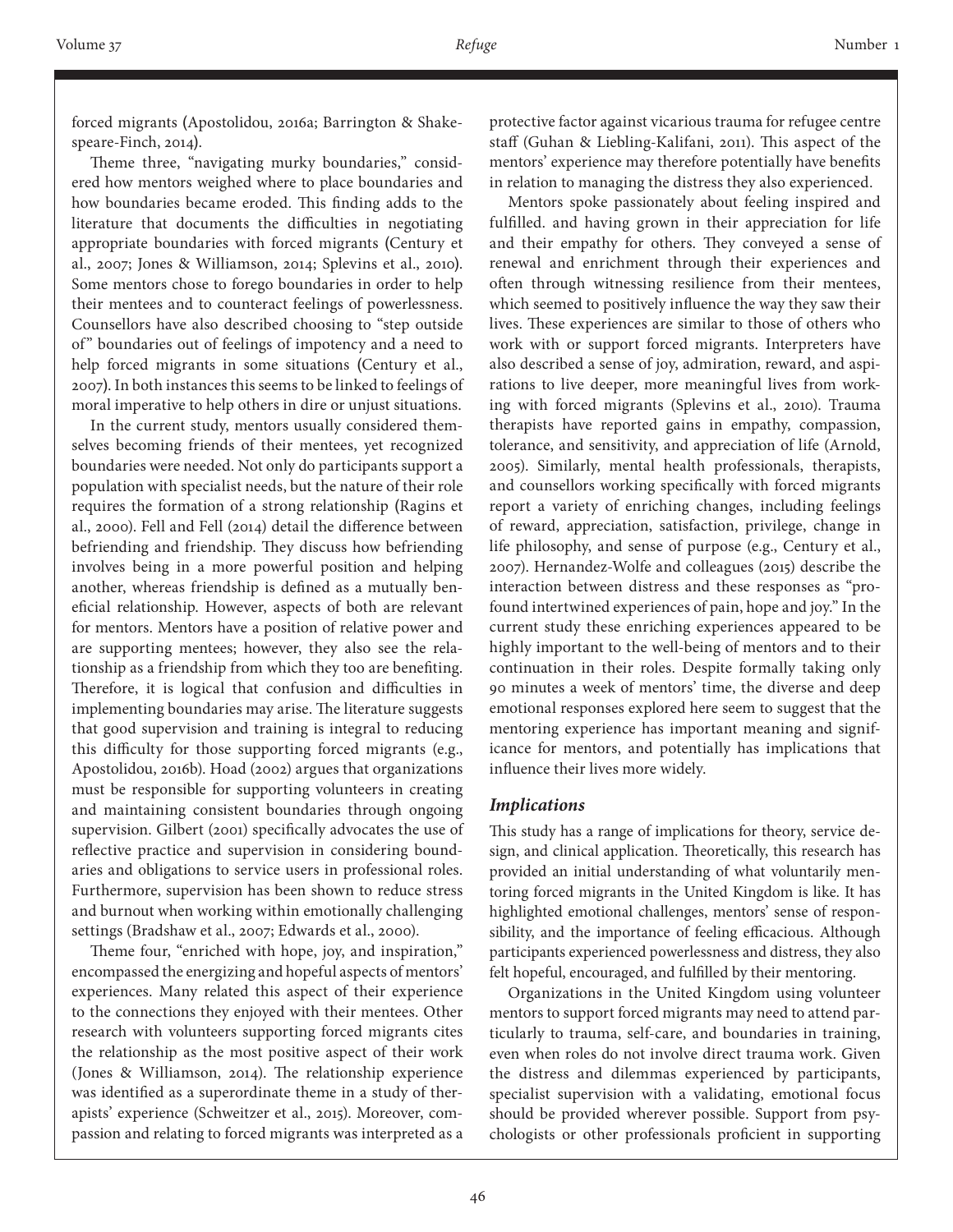forced migrants (Apostolidou, 2016a; Barrington & Shakespeare-Finch, 2014).

Theme three, "navigating murky boundaries," considered how mentors weighed where to place boundaries and how boundaries became eroded. This finding adds to the literature that documents the difficulties in negotiating appropriate boundaries with forced migrants (Century et al., 2007; Jones & Williamson, 2014; Splevins et al., 2010). Some mentors chose to forego boundaries in order to help their mentees and to counteract feelings of powerlessness. Counsellors have also described choosing to "step outside of" boundaries out of feelings of impotency and a need to help forced migrants in some situations (Century et al., 2007). In both instances this seems to be linked to feelings of moral imperative to help others in dire or unjust situations.

In the current study, mentors usually considered themselves becoming friends of their mentees, yet recognized boundaries were needed. Not only do participants support a population with specialist needs, but the nature of their role requires the formation of a strong relationship (Ragins et al., 2000). Fell and Fell (2014) detail the difference between befriending and friendship. They discuss how befriending involves being in a more powerful position and helping another, whereas friendship is defined as a mutually beneficial relationship. However, aspects of both are relevant for mentors. Mentors have a position of relative power and are supporting mentees; however, they also see the relationship as a friendship from which they too are benefiting. Therefore, it is logical that confusion and difficulties in implementing boundaries may arise. The literature suggests that good supervision and training is integral to reducing this difficulty for those supporting forced migrants (e.g., Apostolidou, 2016b). Hoad (2002) argues that organizations must be responsible for supporting volunteers in creating and maintaining consistent boundaries through ongoing supervision. Gilbert (2001) specifically advocates the use of reflective practice and supervision in considering boundaries and obligations to service users in professional roles. Furthermore, supervision has been shown to reduce stress and burnout when working within emotionally challenging settings (Bradshaw et al., 2007; Edwards et al., 2000).

Theme four, "enriched with hope, joy, and inspiration," encompassed the energizing and hopeful aspects of mentors' experiences. Many related this aspect of their experience to the connections they enjoyed with their mentees. Other research with volunteers supporting forced migrants cites the relationship as the most positive aspect of their work (Jones & Williamson, 2014). The relationship experience was identified as a superordinate theme in a study of therapists' experience (Schweitzer et al., 2015). Moreover, compassion and relating to forced migrants was interpreted as a protective factor against vicarious trauma for refugee centre staff (Guhan & Liebling-Kalifani, 2011). This aspect of the mentors' experience may therefore potentially have benefits in relation to managing the distress they also experienced.

Mentors spoke passionately about feeling inspired and fulfilled. and having grown in their appreciation for life and their empathy for others. They conveyed a sense of renewal and enrichment through their experiences and often through witnessing resilience from their mentees, which seemed to positively influence the way they saw their lives. These experiences are similar to those of others who work with or support forced migrants. Interpreters have also described a sense of joy, admiration, reward, and aspirations to live deeper, more meaningful lives from working with forced migrants (Splevins et al., 2010). Trauma therapists have reported gains in empathy, compassion, tolerance, and sensitivity, and appreciation of life (Arnold, 2005). Similarly, mental health professionals, therapists, and counsellors working specifically with forced migrants report a variety of enriching changes, including feelings of reward, appreciation, satisfaction, privilege, change in life philosophy, and sense of purpose (e.g., Century et al., 2007). Hernandez-Wolfe and colleagues (2015) describe the interaction between distress and these responses as "profound intertwined experiences of pain, hope and joy." In the current study these enriching experiences appeared to be highly important to the well-being of mentors and to their continuation in their roles. Despite formally taking only 90 minutes a week of mentors' time, the diverse and deep emotional responses explored here seem to suggest that the mentoring experience has important meaning and significance for mentors, and potentially has implications that influence their lives more widely.

### *Implications*

This study has a range of implications for theory, service design, and clinical application. Theoretically, this research has provided an initial understanding of what voluntarily mentoring forced migrants in the United Kingdom is like. It has highlighted emotional challenges, mentors' sense of responsibility, and the importance of feeling efficacious. Although participants experienced powerlessness and distress, they also felt hopeful, encouraged, and fulfilled by their mentoring.

Organizations in the United Kingdom using volunteer mentors to support forced migrants may need to attend particularly to trauma, self-care, and boundaries in training, even when roles do not involve direct trauma work. Given the distress and dilemmas experienced by participants, specialist supervision with a validating, emotional focus should be provided wherever possible. Support from psychologists or other professionals proficient in supporting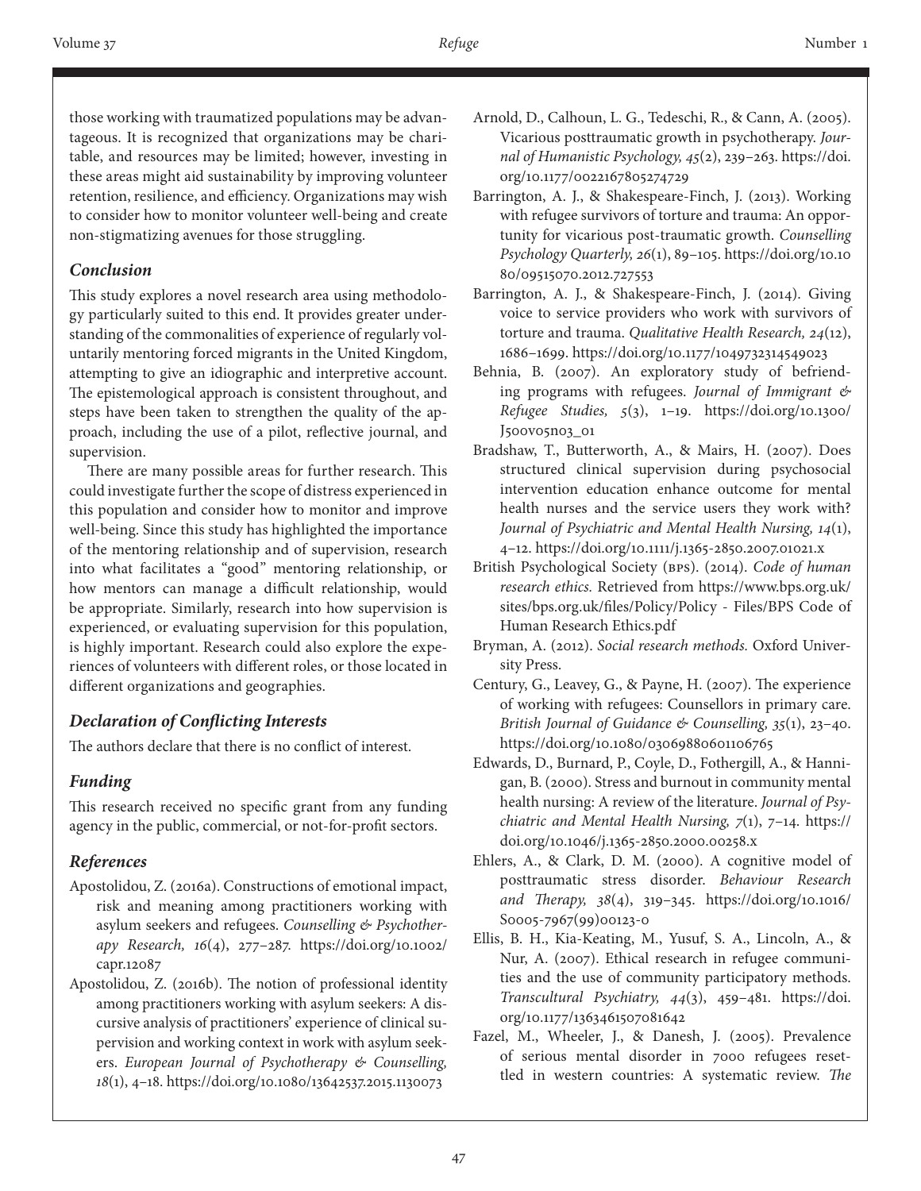those working with traumatized populations may be advantageous. It is recognized that organizations may be charitable, and resources may be limited; however, investing in these areas might aid sustainability by improving volunteer retention, resilience, and efficiency. Organizations may wish to consider how to monitor volunteer well-being and create non-stigmatizing avenues for those struggling.

### *Conclusion*

This study explores a novel research area using methodology particularly suited to this end. It provides greater understanding of the commonalities of experience of regularly voluntarily mentoring forced migrants in the United Kingdom, attempting to give an idiographic and interpretive account. The epistemological approach is consistent throughout, and steps have been taken to strengthen the quality of the approach, including the use of a pilot, reflective journal, and supervision.

There are many possible areas for further research. This could investigate further the scope of distress experienced in this population and consider how to monitor and improve well-being. Since this study has highlighted the importance of the mentoring relationship and of supervision, research into what facilitates a "good" mentoring relationship, or how mentors can manage a difficult relationship, would be appropriate. Similarly, research into how supervision is experienced, or evaluating supervision for this population, is highly important. Research could also explore the experiences of volunteers with different roles, or those located in different organizations and geographies.

### *Declaration of Conflicting Interests*

The authors declare that there is no conflict of interest.

### *Funding*

This research received no specific grant from any funding agency in the public, commercial, or not-for-profit sectors.

### *References*

Apostolidou, Z. (2016a). Constructions of emotional impact, risk and meaning among practitioners working with asylum seekers and refugees. *Counselling & Psychotherapy Research, 16*(4), 277–287. https://doi.org/10.1002/capr.12087

Apostolidou, Z. (2016b). The notion of professional identity among practitioners working with asylum seekers: A discursive analysis of practitioners' experience of clinical supervision and working context in work with asylum seekers. *European Journal of Psychotherapy & Counselling, 18*(1), 4–18. https://doi.org/10.1080/13642537.2015.1130073

Arnold, D., Calhoun, L. G., Tedeschi, R., & Cann, A. (2005). Vicarious posttraumatic growth in psychotherapy. *Journal of Humanistic Psychology, 45*(2), 239–263. https://doi.org/10.1177/0022167805274729

Barrington, A. J., & Shakespeare-Finch, J. (2013). Working with refugee survivors of torture and trauma: An opportunity for vicarious post-traumatic growth. *Counselling Psychology Quarterly, 26*(1), 89–105. https://doi.org/10.1080/09515070.2012.727553

Barrington, A. J., & Shakespeare-Finch, J. (2014). Giving voice to service providers who work with survivors of torture and trauma. *Qualitative Health Research, 24*(12), 1686–1699. https://doi.org/10.1177/1049732314549023

Behnia, B. (2007). An exploratory study of befriending programs with refugees. *Journal of Immigrant & Refugee Studies, 5*(3), 1–19. https://doi.org/10.1300/J500v05n03_01

Bradshaw, T., Butterworth, A., & Mairs, H. (2007). Does structured clinical supervision during psychosocial intervention education enhance outcome for mental health nurses and the service users they work with? *Journal of Psychiatric and Mental Health Nursing, 14*(1), 4–12. https://doi.org/10.1111/j.1365-2850.2007.01021.x

British Psychological Society (BPS). (2014). *Code of human research ethics.* Retrieved from https://www.bps.org.uk/sites/bps.org.uk/files/Policy/Policy - Files/BPS Code of Human Research Ethics.pdf

Bryman, A. (2012). *Social research methods.* Oxford University Press.

Century, G., Leavey, G., & Payne, H. (2007). The experience of working with refugees: Counsellors in primary care. *British Journal of Guidance & Counselling, 35*(1), 23–40. https://doi.org/10.1080/03069880601106765

Edwards, D., Burnard, P., Coyle, D., Fothergill, A., & Hannigan, B. (2000). Stress and burnout in community mental health nursing: A review of the literature. *Journal of Psychiatric and Mental Health Nursing, 7*(1), 7–14. https://doi.org/10.1046/j.1365-2850.2000.00258.x

Ehlers, A., & Clark, D. M. (2000). A cognitive model of posttraumatic stress disorder. *Behaviour Research and Therapy, 38*(4), 319–345. https://doi.org/10.1016/S0005-7967(99)00123-0

Ellis, B. H., Kia-Keating, M., Yusuf, S. A., Lincoln, A., & Nur, A. (2007). Ethical research in refugee communities and the use of community participatory methods. *Transcultural Psychiatry, 44*(3), 459–481. https://doi.org/10.1177/1363461507081642

Fazel, M., Wheeler, J., & Danesh, J. (2005). Prevalence of serious mental disorder in 7000 refugees resettled in western countries: A systematic review. *The*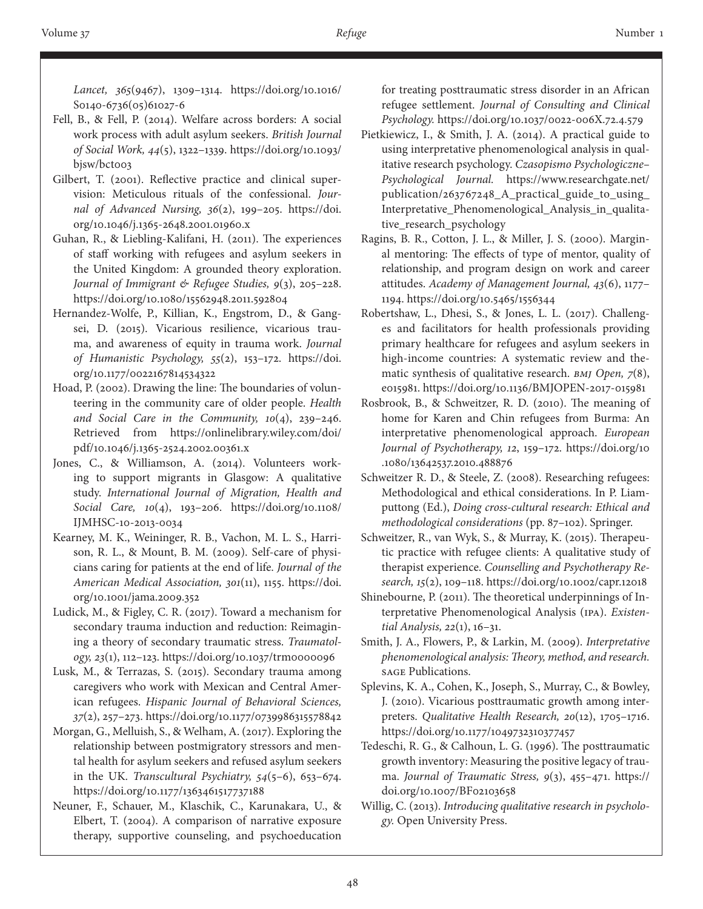*Lancet, 365*(9467), 1309–1314. https://doi.org/10.1016/S0140-6736(05)61027-6

Fell, B., & Fell, P. (2014). Welfare across borders: A social work process with adult asylum seekers. *British Journal of Social Work, 44*(5), 1322–1339. https://doi.org/10.1093/bjsw/bct003

Gilbert, T. (2001). Reflective practice and clinical supervision: Meticulous rituals of the confessional. *Journal of Advanced Nursing, 36*(2), 199–205. https://doi.org/10.1046/j.1365-2648.2001.01960.x

Guhan, R., & Liebling-Kalifani, H. (2011). The experiences of staff working with refugees and asylum seekers in the United Kingdom: A grounded theory exploration. *Journal of Immigrant & Refugee Studies, 9*(3), 205–228. https://doi.org/10.1080/15562948.2011.592804

Hernandez-Wolfe, P., Killian, K., Engstrom, D., & Gangsei, D. (2015). Vicarious resilience, vicarious trauma, and awareness of equity in trauma work. *Journal of Humanistic Psychology, 55*(2), 153–172. https://doi.org/10.1177/0022167814534322

Hoad, P. (2002). Drawing the line: The boundaries of volunteering in the community care of older people. *Health and Social Care in the Community, 10*(4), 239–246. Retrieved from https://onlinelibrary.wiley.com/doi/pdf/10.1046/j.1365-2524.2002.00361.x

Jones, C., & Williamson, A. (2014). Volunteers working to support migrants in Glasgow: A qualitative study. *International Journal of Migration, Health and Social Care, 10*(4), 193–206. https://doi.org/10.1108/IJMHSC-10-2013-0034

Kearney, M. K., Weininger, R. B., Vachon, M. L. S., Harrison, R. L., & Mount, B. M. (2009). Self-care of physicians caring for patients at the end of life. *Journal of the American Medical Association, 301*(11), 1155. https://doi.org/10.1001/jama.2009.352

Ludick, M., & Figley, C. R. (2017). Toward a mechanism for secondary trauma induction and reduction: Reimagining a theory of secondary traumatic stress. *Traumatology, 23*(1), 112–123. https://doi.org/10.1037/trm0000096

Lusk, M., & Terrazas, S. (2015). Secondary trauma among caregivers who work with Mexican and Central American refugees. *Hispanic Journal of Behavioral Sciences, 37*(2), 257–273. https://doi.org/10.1177/0739986315578842

Morgan, G., Melluish, S., & Welham, A. (2017). Exploring the relationship between postmigratory stressors and mental health for asylum seekers and refused asylum seekers in the UK. *Transcultural Psychiatry, 54*(5–6), 653–674. https://doi.org/10.1177/1363461517737188

Neuner, F., Schauer, M., Klaschik, C., Karunakara, U., & Elbert, T. (2004). A comparison of narrative exposure therapy, supportive counseling, and psychoeducation for treating posttraumatic stress disorder in an African refugee settlement. *Journal of Consulting and Clinical Psychology.* https://doi.org/10.1037/0022-006X.72.4.579

Pietkiewicz, I., & Smith, J. A. (2014). A practical guide to using interpretative phenomenological analysis in qualitative research psychology. *Czasopismo Psychologiczne–Psychological Journal.* https://www.researchgate.net/publication/263767248_A_practical_guide_to_using_Interpretative_Phenomenological_Analysis_in_qualitative_research_psychology

Ragins, B. R., Cotton, J. L., & Miller, J. S. (2000). Marginal mentoring: The effects of type of mentor, quality of relationship, and program design on work and career attitudes. *Academy of Management Journal, 43*(6), 1177–1194. https://doi.org/10.5465/1556344

Robertshaw, L., Dhesi, S., & Jones, L. L. (2017). Challenges and facilitators for health professionals providing primary healthcare for refugees and asylum seekers in high-income countries: A systematic review and thematic synthesis of qualitative research. *BMJ Open, 7*(8), e015981. https://doi.org/10.1136/BMJOPEN-2017-015981

Rosbrook, B., & Schweitzer, R. D. (2010). The meaning of home for Karen and Chin refugees from Burma: An interpretative phenomenological approach. *European Journal of Psychotherapy, 12*, 159–172. https://doi.org/10.1080/13642537.2010.488876

Schweitzer R. D., & Steele, Z. (2008). Researching refugees: Methodological and ethical considerations. In P. Liamputtong (Ed.), *Doing cross-cultural research: Ethical and methodological considerations* (pp. 87–102). Springer.

Schweitzer, R., van Wyk, S., & Murray, K. (2015). Therapeutic practice with refugee clients: A qualitative study of therapist experience. *Counselling and Psychotherapy Research, 15*(2), 109–118. https://doi.org/10.1002/capr.12018

Shinebourne, P. (2011). The theoretical underpinnings of Interpretative Phenomenological Analysis (IPA). *Existential Analysis, 22*(1), 16–31.

Smith, J. A., Flowers, P., & Larkin, M. (2009). *Interpretative phenomenological analysis: Theory, method, and research.* SAGE Publications.

Splevins, K. A., Cohen, K., Joseph, S., Murray, C., & Bowley, J. (2010). Vicarious posttraumatic growth among interpreters. *Qualitative Health Research, 20*(12), 1705–1716. https://doi.org/10.1177/1049732310377457

Tedeschi, R. G., & Calhoun, L. G. (1996). The posttraumatic growth inventory: Measuring the positive legacy of trauma. *Journal of Traumatic Stress, 9*(3), 455–471. https://doi.org/10.1007/BF02103658

Willig, C. (2013). *Introducing qualitative research in psychology.* Open University Press.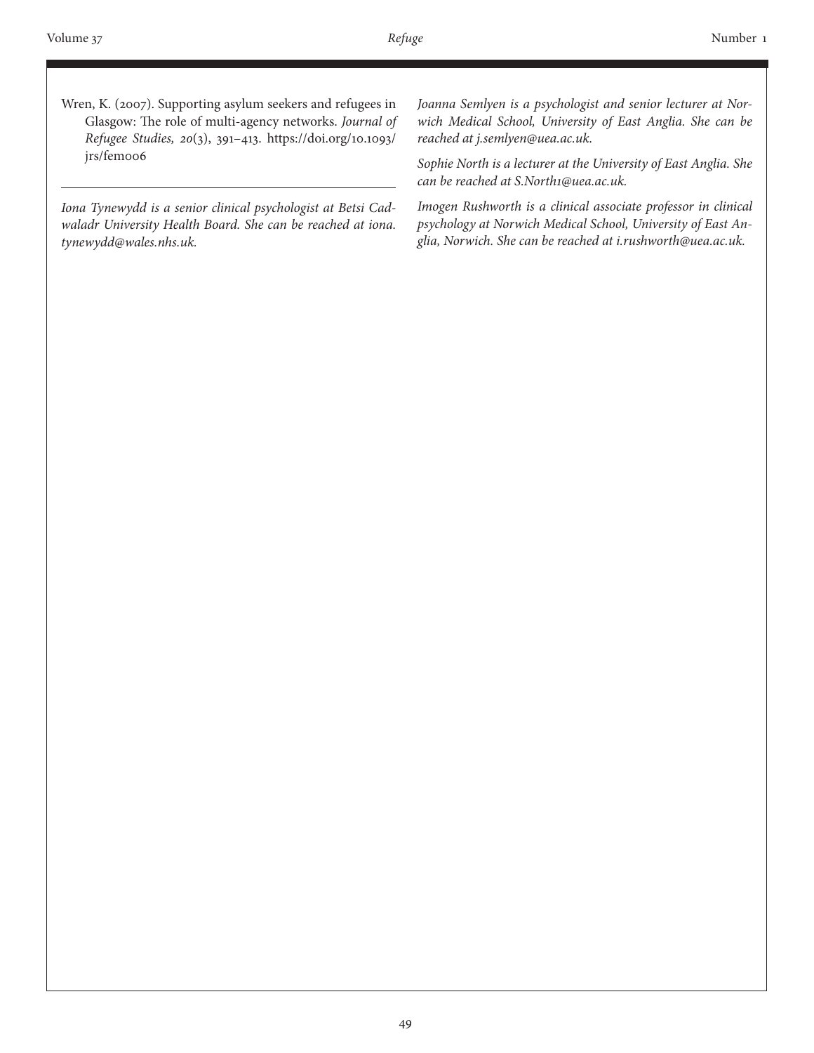Wren, K. (2007). Supporting asylum seekers and refugees in Glasgow: The role of multi-agency networks. *Journal of Refugee Studies, 20*(3), 391–413. https://doi.org/10.1093/jrs/fem006

---

*Iona Tynewydd is a senior clinical psychologist at Betsi Cadwaladr University Health Board. She can be reached at iona.tynewydd@wales.nhs.uk.*

*Joanna Semlyen is a psychologist and senior lecturer at Norwich Medical School, University of East Anglia. She can be reached at j.semlyen@uea.ac.uk.*

*Sophie North is a lecturer at the University of East Anglia. She can be reached at S.North1@uea.ac.uk.*

*Imogen Rushworth is a clinical associate professor in clinical psychology at Norwich Medical School, University of East Anglia, Norwich. She can be reached at i.rushworth@uea.ac.uk.*